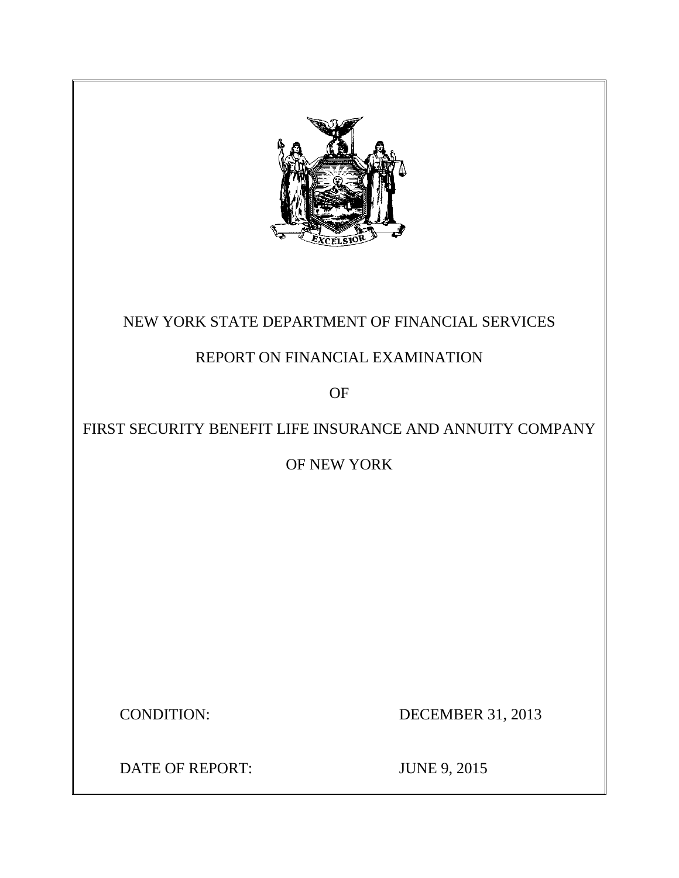NEW YORK STATE DEPARTMENT OF FINANCIAL SERVICES

REPORT ON FINANCIAL EXAMINATION

OF

FIRST SECURITY BENEFIT LIFE INSURANCE AND ANNUITY COMPANY

OF NEW YORK

CONDITION: DECEMBER 31, 2013

DATE OF REPORT: JUNE 9, 2015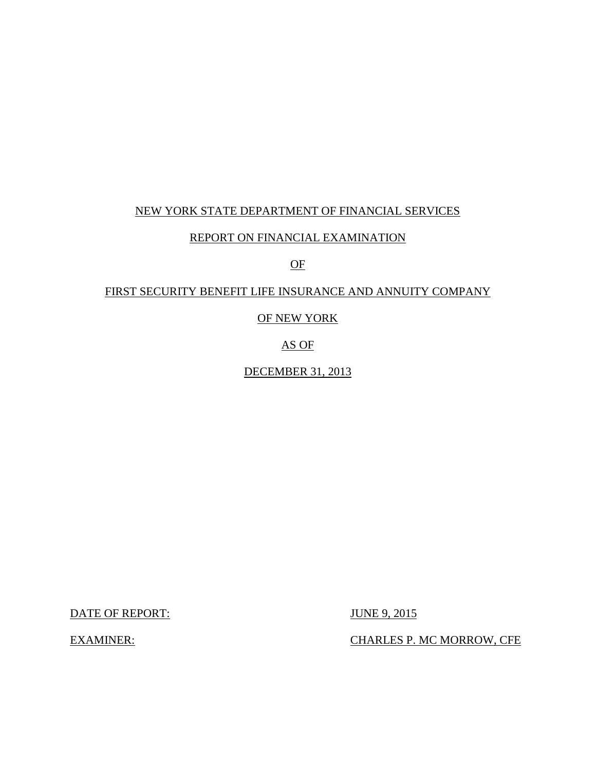NEW YORK STATE DEPARTMENT OF FINANCIAL SERVICES

REPORT ON FINANCIAL EXAMINATION

OF

FIRST SECURITY BENEFIT LIFE INSURANCE AND ANNUITY COMPANY

OF NEW YORK

AS OF

DECEMBER 31, 2013

DATE OF REPORT: JUNE 9, 2015

EXAMINER: CHARLES P. MC MORROW, CFE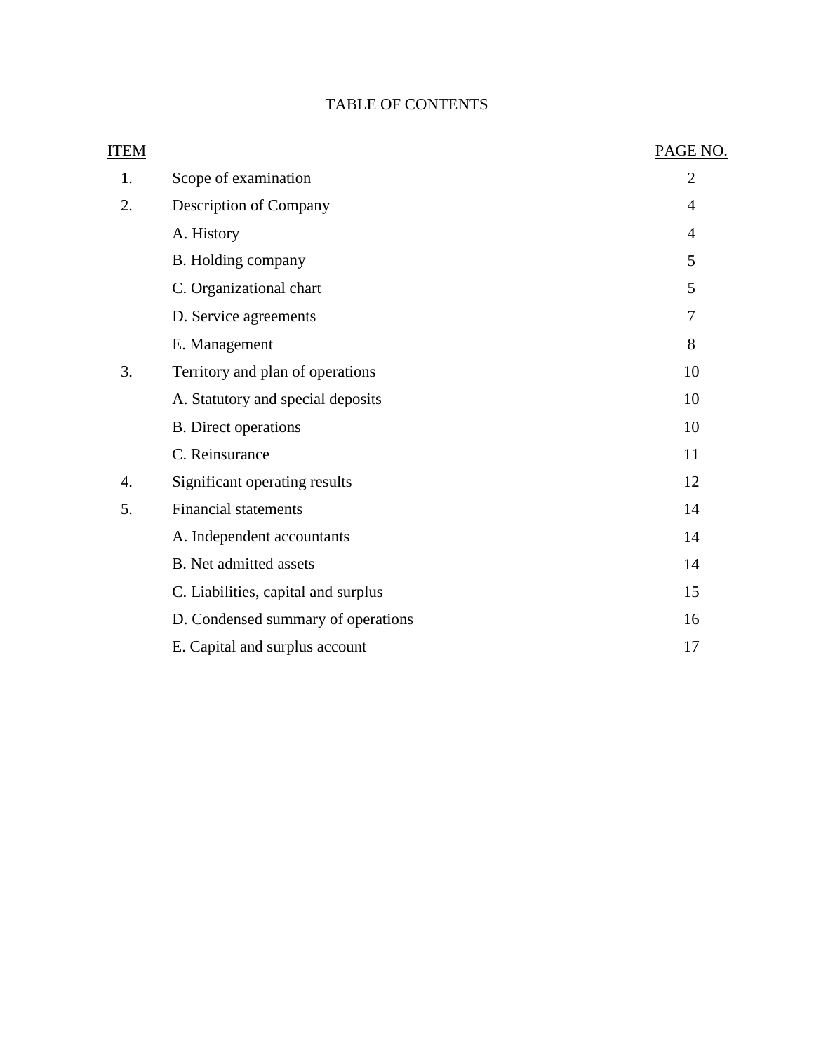# TABLE OF CONTENTS

| ITEM | | PAGE NO. |
|---|---|---|
| 1. | Scope of examination | 2 |
| 2. | Description of Company | 4 |
| | A. History | 4 |
| | B. Holding company | 5 |
| | C. Organizational chart | 5 |
| | D. Service agreements | 7 |
| | E. Management | 8 |
| 3. | Territory and plan of operations | 10 |
| | A. Statutory and special deposits | 10 |
| | B. Direct operations | 10 |
| | C. Reinsurance | 11 |
| 4. | Significant operating results | 12 |
| 5. | Financial statements | 14 |
| | A. Independent accountants | 14 |
| | B. Net admitted assets | 14 |
| | C. Liabilities, capital and surplus | 15 |
| | D. Condensed summary of operations | 16 |
| | E. Capital and surplus account | 17 |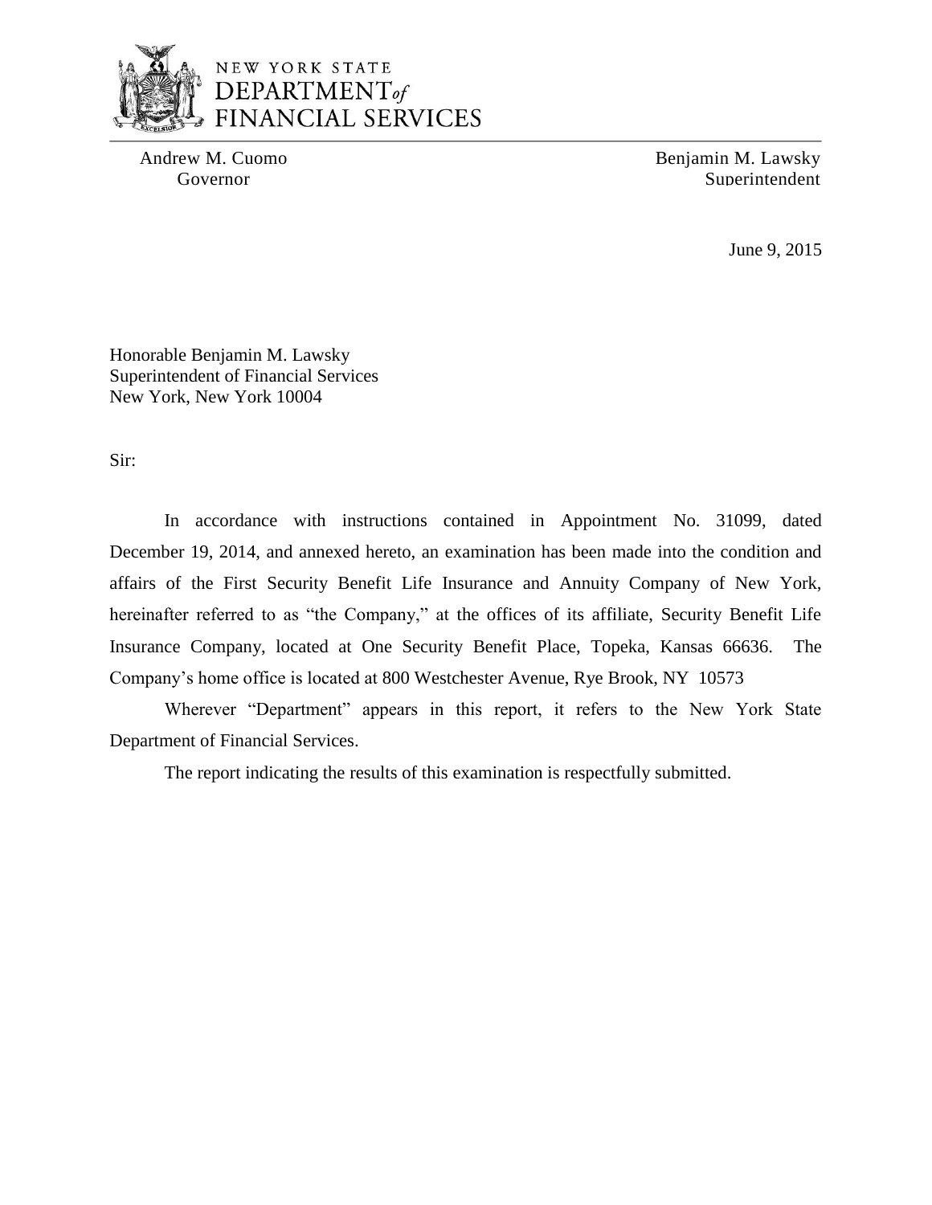NEW YORK STATE
DEPARTMENT of FINANCIAL SERVICES

Andrew M. Cuomo
Governor

Benjamin M. Lawsky
Superintendent

June 9, 2015

Honorable Benjamin M. Lawsky
Superintendent of Financial Services
New York, New York 10004

Sir:

In accordance with instructions contained in Appointment No. 31099, dated December 19, 2014, and annexed hereto, an examination has been made into the condition and affairs of the First Security Benefit Life Insurance and Annuity Company of New York, hereinafter referred to as "the Company," at the offices of its affiliate, Security Benefit Life Insurance Company, located at One Security Benefit Place, Topeka, Kansas 66636. The Company's home office is located at 800 Westchester Avenue, Rye Brook, NY 10573

Wherever "Department" appears in this report, it refers to the New York State Department of Financial Services.

The report indicating the results of this examination is respectfully submitted.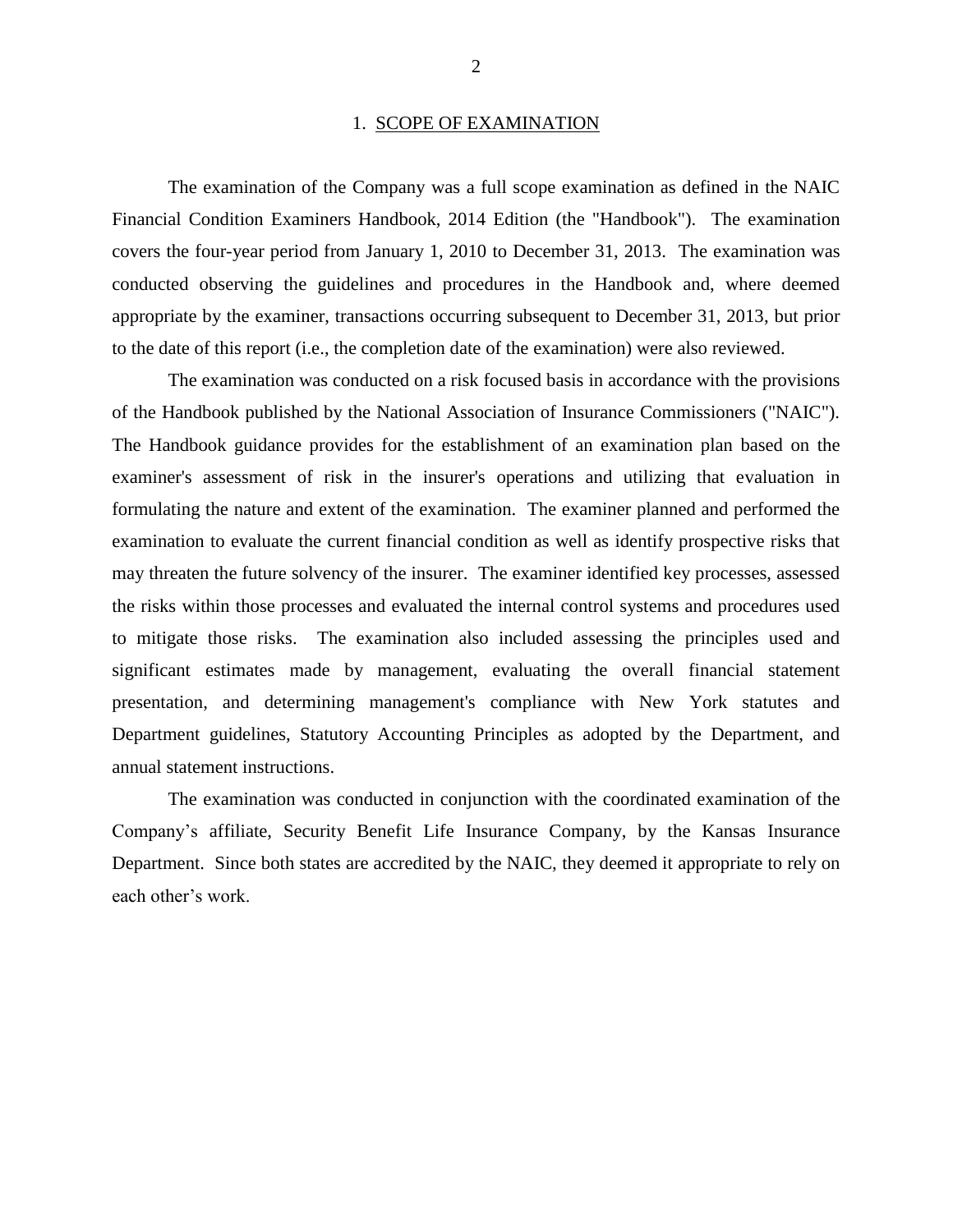## 1. SCOPE OF EXAMINATION

The examination of the Company was a full scope examination as defined in the NAIC Financial Condition Examiners Handbook, 2014 Edition (the "Handbook"). The examination covers the four-year period from January 1, 2010 to December 31, 2013. The examination was conducted observing the guidelines and procedures in the Handbook and, where deemed appropriate by the examiner, transactions occurring subsequent to December 31, 2013, but prior to the date of this report (i.e., the completion date of the examination) were also reviewed.

The examination was conducted on a risk focused basis in accordance with the provisions of the Handbook published by the National Association of Insurance Commissioners ("NAIC"). The Handbook guidance provides for the establishment of an examination plan based on the examiner's assessment of risk in the insurer's operations and utilizing that evaluation in formulating the nature and extent of the examination. The examiner planned and performed the examination to evaluate the current financial condition as well as identify prospective risks that may threaten the future solvency of the insurer. The examiner identified key processes, assessed the risks within those processes and evaluated the internal control systems and procedures used to mitigate those risks. The examination also included assessing the principles used and significant estimates made by management, evaluating the overall financial statement presentation, and determining management's compliance with New York statutes and Department guidelines, Statutory Accounting Principles as adopted by the Department, and annual statement instructions.

The examination was conducted in conjunction with the coordinated examination of the Company's affiliate, Security Benefit Life Insurance Company, by the Kansas Insurance Department. Since both states are accredited by the NAIC, they deemed it appropriate to rely on each other's work.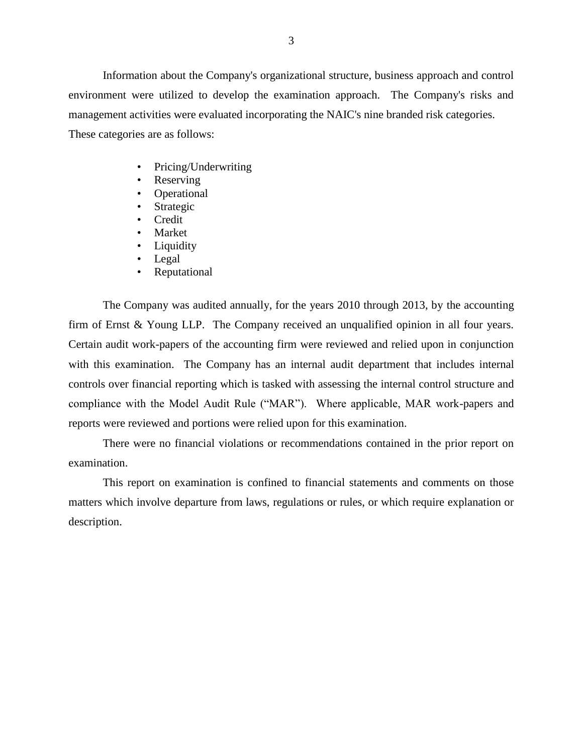Information about the Company's organizational structure, business approach and control environment were utilized to develop the examination approach. The Company's risks and management activities were evaluated incorporating the NAIC's nine branded risk categories. These categories are as follows:

- Pricing/Underwriting
- Reserving
- Operational
- Strategic
- Credit
- Market
- Liquidity
- Legal
- Reputational

The Company was audited annually, for the years 2010 through 2013, by the accounting firm of Ernst & Young LLP. The Company received an unqualified opinion in all four years. Certain audit work-papers of the accounting firm were reviewed and relied upon in conjunction with this examination. The Company has an internal audit department that includes internal controls over financial reporting which is tasked with assessing the internal control structure and compliance with the Model Audit Rule ("MAR"). Where applicable, MAR work-papers and reports were reviewed and portions were relied upon for this examination.

There were no financial violations or recommendations contained in the prior report on examination.

This report on examination is confined to financial statements and comments on those matters which involve departure from laws, regulations or rules, or which require explanation or description.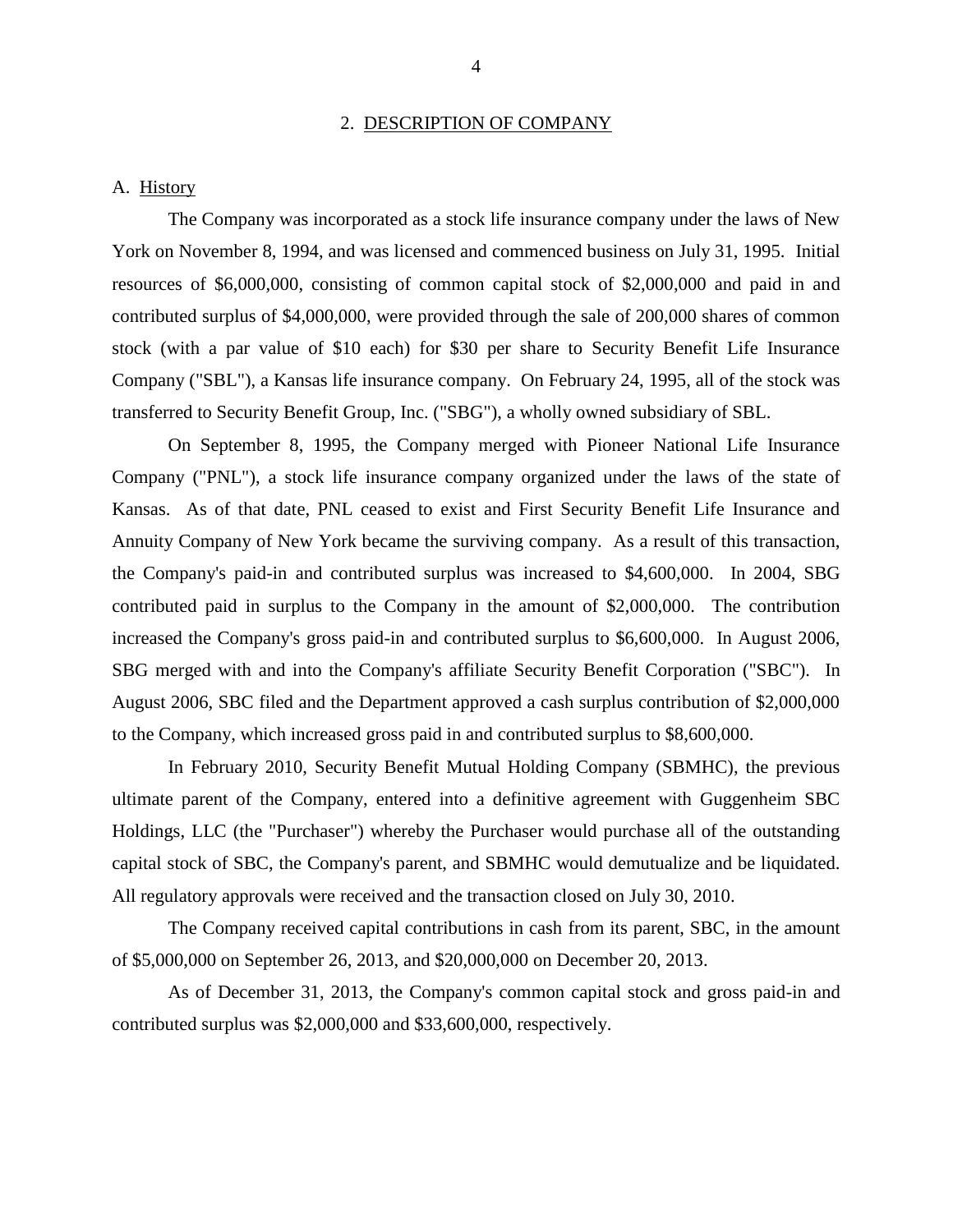## 2. DESCRIPTION OF COMPANY

### A. History

The Company was incorporated as a stock life insurance company under the laws of New York on November 8, 1994, and was licensed and commenced business on July 31, 1995. Initial resources of $6,000,000, consisting of common capital stock of $2,000,000 and paid in and contributed surplus of $4,000,000, were provided through the sale of 200,000 shares of common stock (with a par value of $10 each) for $30 per share to Security Benefit Life Insurance Company ("SBL"), a Kansas life insurance company. On February 24, 1995, all of the stock was transferred to Security Benefit Group, Inc. ("SBG"), a wholly owned subsidiary of SBL.

On September 8, 1995, the Company merged with Pioneer National Life Insurance Company ("PNL"), a stock life insurance company organized under the laws of the state of Kansas. As of that date, PNL ceased to exist and First Security Benefit Life Insurance and Annuity Company of New York became the surviving company. As a result of this transaction, the Company's paid-in and contributed surplus was increased to $4,600,000. In 2004, SBG contributed paid in surplus to the Company in the amount of $2,000,000. The contribution increased the Company's gross paid-in and contributed surplus to $6,600,000. In August 2006, SBG merged with and into the Company's affiliate Security Benefit Corporation ("SBC"). In August 2006, SBC filed and the Department approved a cash surplus contribution of $2,000,000 to the Company, which increased gross paid in and contributed surplus to $8,600,000.

In February 2010, Security Benefit Mutual Holding Company (SBMHC), the previous ultimate parent of the Company, entered into a definitive agreement with Guggenheim SBC Holdings, LLC (the "Purchaser") whereby the Purchaser would purchase all of the outstanding capital stock of SBC, the Company's parent, and SBMHC would demutualize and be liquidated. All regulatory approvals were received and the transaction closed on July 30, 2010.

The Company received capital contributions in cash from its parent, SBC, in the amount of $5,000,000 on September 26, 2013, and $20,000,000 on December 20, 2013.

As of December 31, 2013, the Company's common capital stock and gross paid-in and contributed surplus was $2,000,000 and $33,600,000, respectively.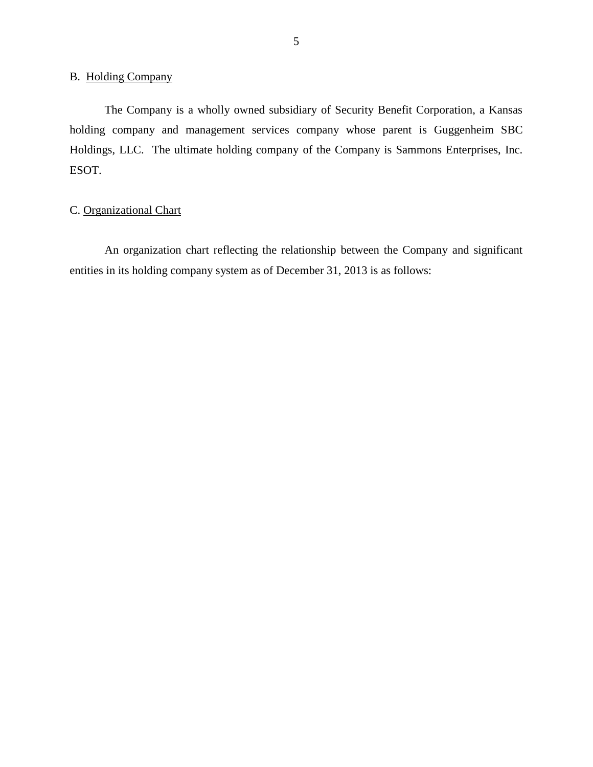B. Holding Company

The Company is a wholly owned subsidiary of Security Benefit Corporation, a Kansas holding company and management services company whose parent is Guggenheim SBC Holdings, LLC. The ultimate holding company of the Company is Sammons Enterprises, Inc. ESOT.

C. Organizational Chart

An organization chart reflecting the relationship between the Company and significant entities in its holding company system as of December 31, 2013 is as follows: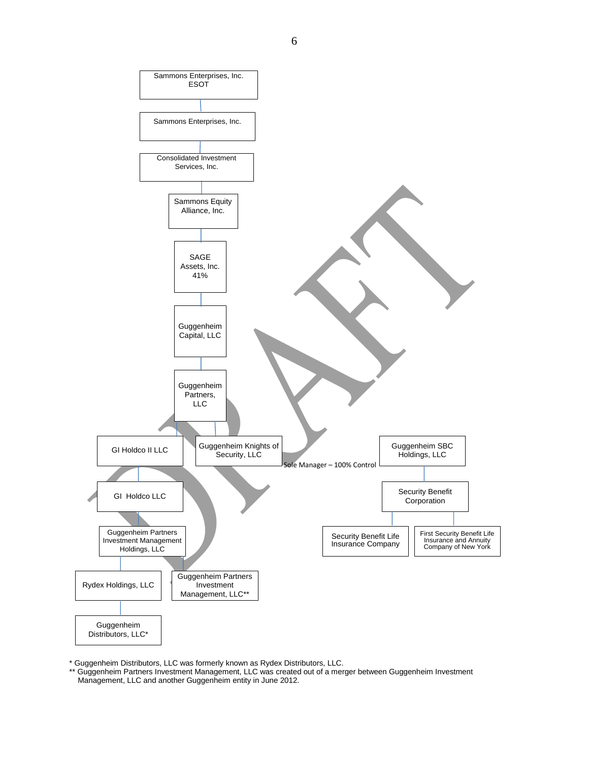Sammons Enterprises, Inc. ESOT

Sammons Enterprises, Inc.

Consolidated Investment Services, Inc.

Sammons Equity Alliance, Inc.

SAGE Assets, Inc. 41%

Guggenheim Capital, LLC

Guggenheim Partners, LLC

GI Holdco II LLC

Guggenheim Knights of Security, LLC

Sole Manager – 100% Control

Guggenheim SBC Holdings, LLC

GI Holdco LLC

Security Benefit Corporation

Guggenheim Partners Investment Management Holdings, LLC

Security Benefit Life Insurance Company

First Security Benefit Life Insurance and Annuity Company of New York

Rydex Holdings, LLC

Guggenheim Partners Investment Management, LLC**

Guggenheim Distributors, LLC*

\* Guggenheim Distributors, LLC was formerly known as Rydex Distributors, LLC.

** Guggenheim Partners Investment Management, LLC was created out of a merger between Guggenheim Investment Management, LLC and another Guggenheim entity in June 2012.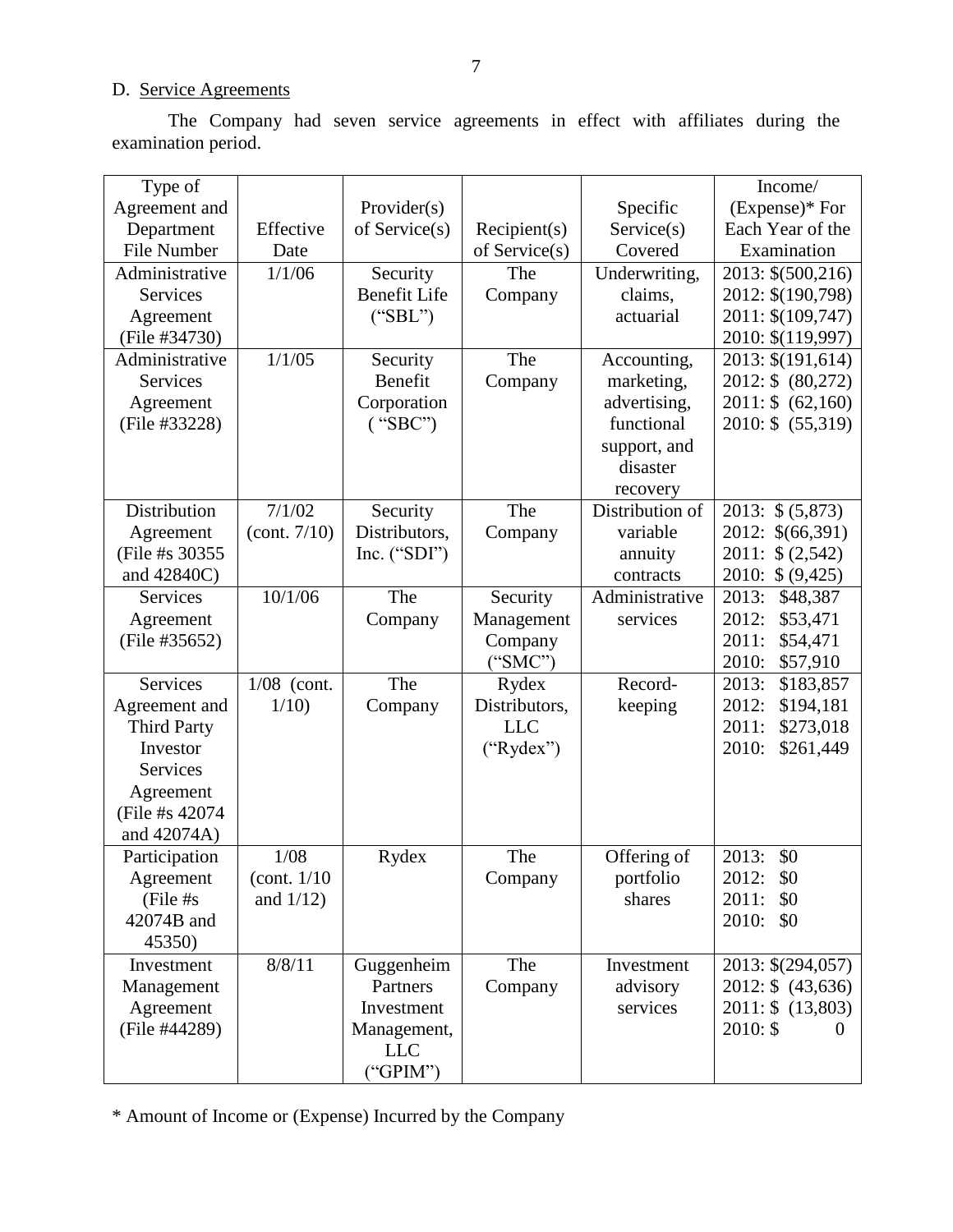D. Service Agreements

The Company had seven service agreements in effect with affiliates during the examination period.

| Type of Agreement and Department File Number | Effective Date | Provider(s) of Service(s) | Recipient(s) of Service(s) | Specific Service(s) Covered | Income/ (Expense)* For Each Year of the Examination |
|---|---|---|---|---|---|
| Administrative Services Agreement (File #34730) | 1/1/06 | Security Benefit Life ("SBL") | The Company | Underwriting, claims, actuarial | 2013: $(500,216)<br>2012: $(190,798)<br>2011: $(109,747)<br>2010: $(119,997) |
| Administrative Services Agreement (File #33228) | 1/1/05 | Security Benefit Corporation ( "SBC") | The Company | Accounting, marketing, advertising, functional support, and disaster recovery | 2013: $(191,614)<br>2012: $ (80,272)<br>2011: $ (62,160)<br>2010: $ (55,319) |
| Distribution Agreement (File #s 30355 and 42840C) | 7/1/02 (cont. 7/10) | Security Distributors, Inc. ("SDI") | The Company | Distribution of variable annuity contracts | 2013: $ (5,873)<br>2012: $(66,391)<br>2011: $ (2,542)<br>2010: $ (9,425) |
| Services Agreement (File #35652) | 10/1/06 | The Company | Security Management Company ("SMC") | Administrative services | 2013: $48,387<br>2012: $53,471<br>2011: $54,471<br>2010: $57,910 |
| Services Agreement and Third Party Investor Services Agreement (File #s 42074 and 42074A) | 1/08 (cont. 1/10) | The Company | Rydex Distributors, LLC ("Rydex") | Record-keeping | 2013: $183,857<br>2012: $194,181<br>2011: $273,018<br>2010: $261,449 |
| Participation Agreement (File #s 42074B and 45350) | 1/08 (cont. 1/10 and 1/12) | Rydex | The Company | Offering of portfolio shares | 2013: $0<br>2012: $0<br>2011: $0<br>2010: $0 |
| Investment Management Agreement (File #44289) | 8/8/11 | Guggenheim Partners Investment Management, LLC ("GPIM") | The Company | Investment advisory services | 2013: $(294,057)<br>2012: $ (43,636)<br>2011: $ (13,803)<br>2010: $ 0 |

* Amount of Income or (Expense) Incurred by the Company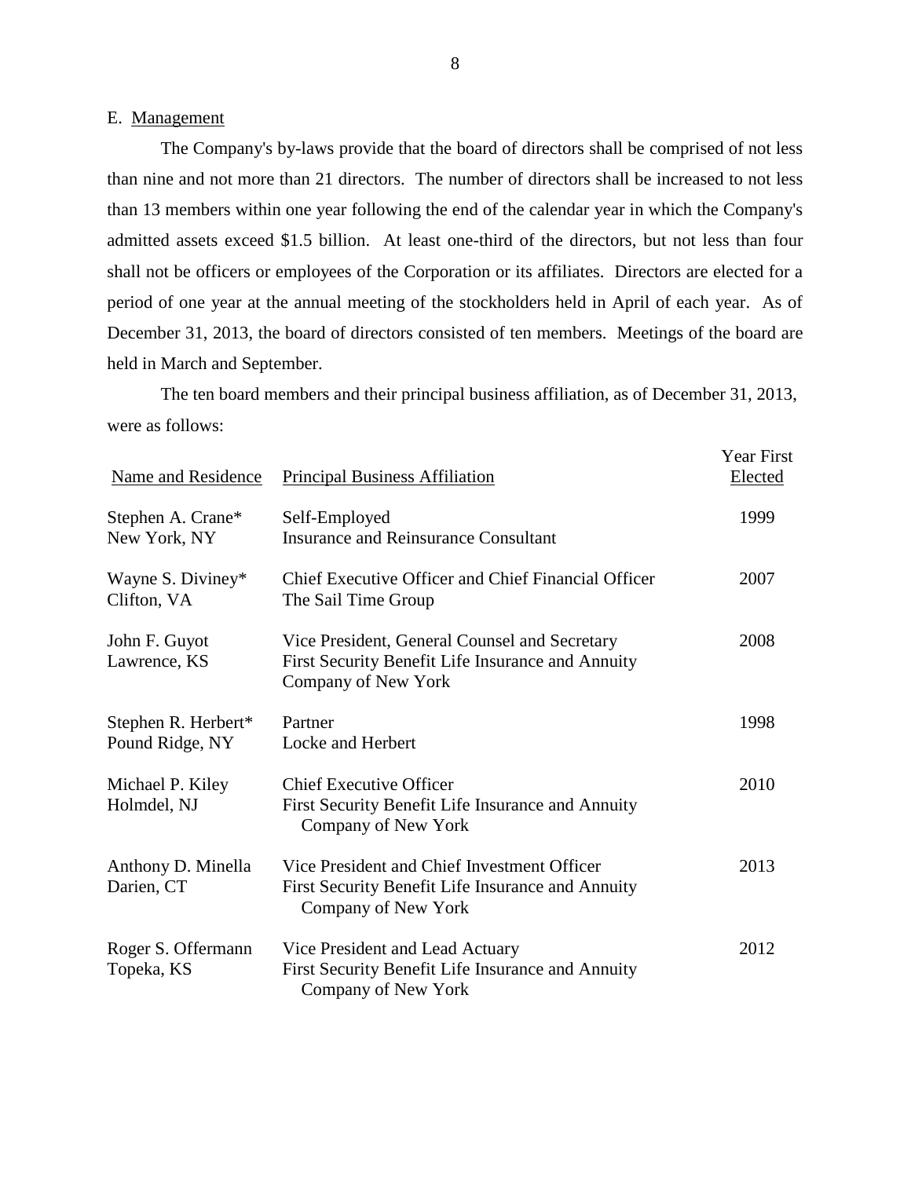E. Management

The Company's by-laws provide that the board of directors shall be comprised of not less than nine and not more than 21 directors. The number of directors shall be increased to not less than 13 members within one year following the end of the calendar year in which the Company's admitted assets exceed $1.5 billion. At least one-third of the directors, but not less than four shall not be officers or employees of the Corporation or its affiliates. Directors are elected for a period of one year at the annual meeting of the stockholders held in April of each year. As of December 31, 2013, the board of directors consisted of ten members. Meetings of the board are held in March and September.

The ten board members and their principal business affiliation, as of December 31, 2013, were as follows:

| Name and Residence | Principal Business Affiliation | Year First Elected |
|---|---|---|
| Stephen A. Crane*<br>New York, NY | Self-Employed<br>Insurance and Reinsurance Consultant | 1999 |
| Wayne S. Diviney*<br>Clifton, VA | Chief Executive Officer and Chief Financial Officer<br>The Sail Time Group | 2007 |
| John F. Guyot<br>Lawrence, KS | Vice President, General Counsel and Secretary<br>First Security Benefit Life Insurance and Annuity Company of New York | 2008 |
| Stephen R. Herbert*<br>Pound Ridge, NY | Partner<br>Locke and Herbert | 1998 |
| Michael P. Kiley<br>Holmdel, NJ | Chief Executive Officer<br>First Security Benefit Life Insurance and Annuity Company of New York | 2010 |
| Anthony D. Minella<br>Darien, CT | Vice President and Chief Investment Officer<br>First Security Benefit Life Insurance and Annuity Company of New York | 2013 |
| Roger S. Offermann<br>Topeka, KS | Vice President and Lead Actuary<br>First Security Benefit Life Insurance and Annuity Company of New York | 2012 |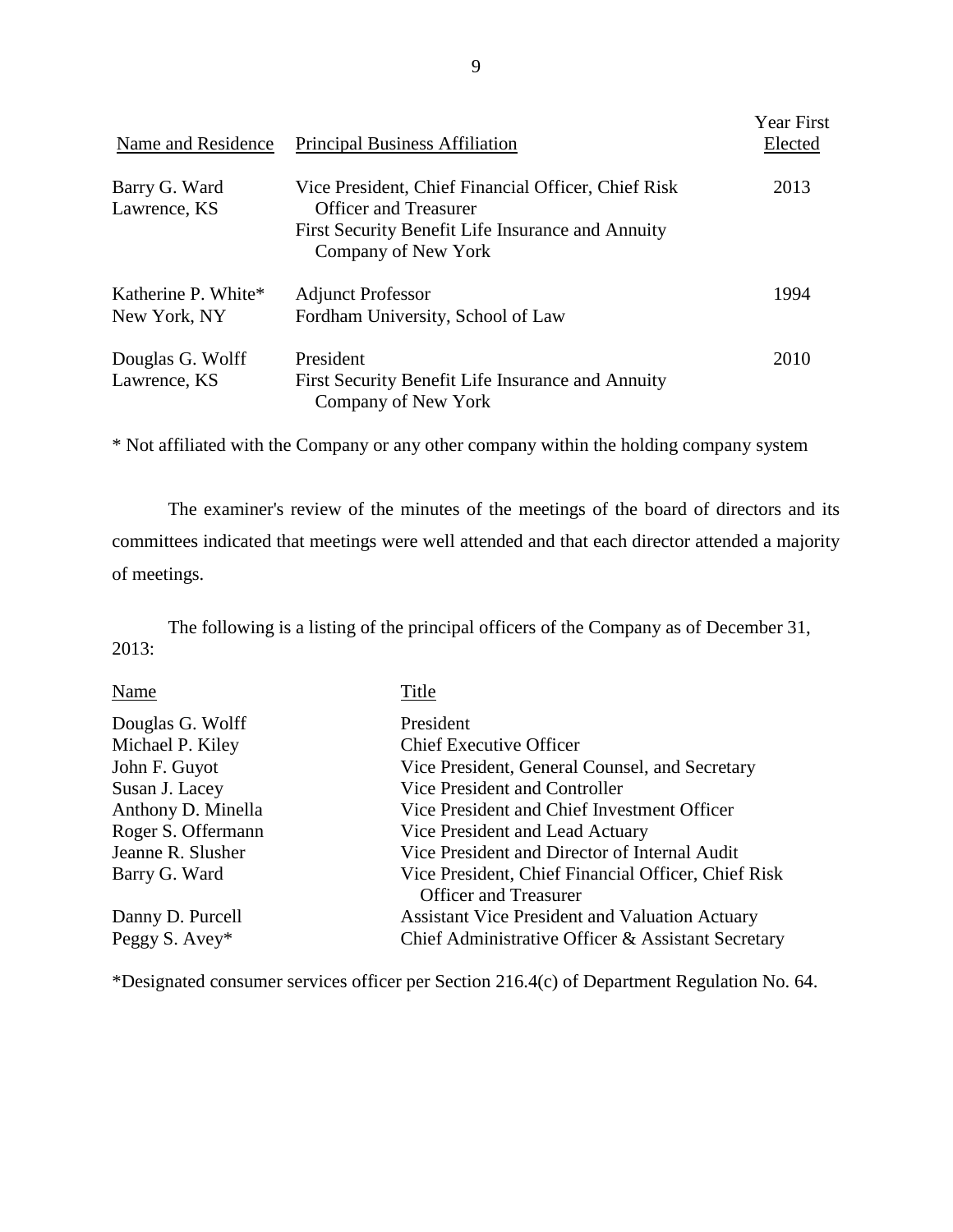| Name and Residence | Principal Business Affiliation | Year First Elected |
|---|---|---|
| Barry G. Ward<br>Lawrence, KS | Vice President, Chief Financial Officer, Chief Risk Officer and Treasurer<br>First Security Benefit Life Insurance and Annuity Company of New York | 2013 |
| Katherine P. White*<br>New York, NY | Adjunct Professor<br>Fordham University, School of Law | 1994 |
| Douglas G. Wolff<br>Lawrence, KS | President<br>First Security Benefit Life Insurance and Annuity Company of New York | 2010 |

\* Not affiliated with the Company or any other company within the holding company system

The examiner's review of the minutes of the meetings of the board of directors and its committees indicated that meetings were well attended and that each director attended a majority of meetings.

The following is a listing of the principal officers of the Company as of December 31, 2013:

| Name | Title |
|---|---|
| Douglas G. Wolff | President |
| Michael P. Kiley | Chief Executive Officer |
| John F. Guyot | Vice President, General Counsel, and Secretary |
| Susan J. Lacey | Vice President and Controller |
| Anthony D. Minella | Vice President and Chief Investment Officer |
| Roger S. Offermann | Vice President and Lead Actuary |
| Jeanne R. Slusher | Vice President and Director of Internal Audit |
| Barry G. Ward | Vice President, Chief Financial Officer, Chief Risk Officer and Treasurer |
| Danny D. Purcell | Assistant Vice President and Valuation Actuary |
| Peggy S. Avey* | Chief Administrative Officer & Assistant Secretary |

*Designated consumer services officer per Section 216.4(c) of Department Regulation No. 64.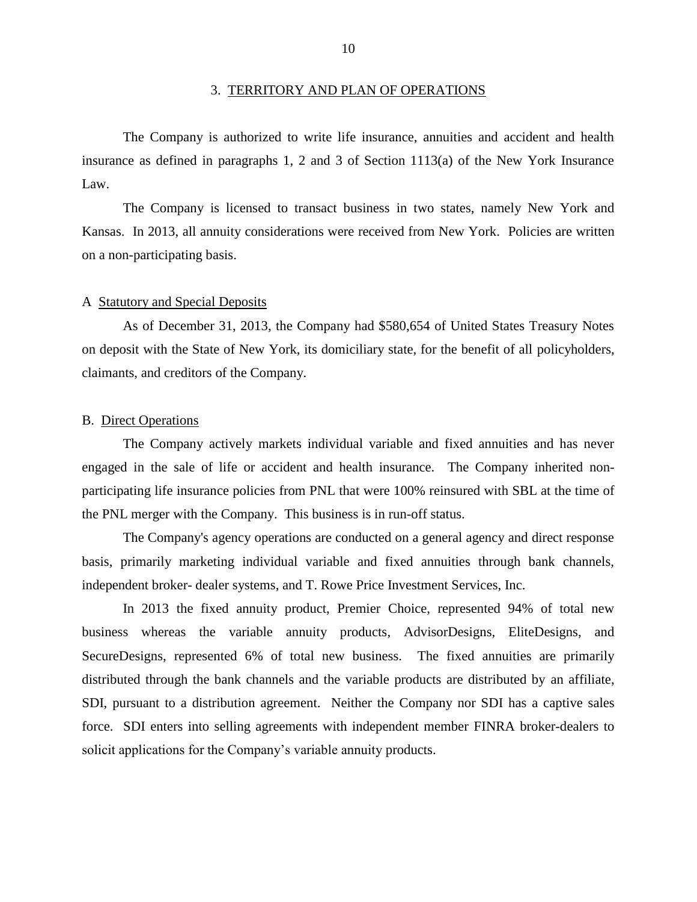## 3. TERRITORY AND PLAN OF OPERATIONS

The Company is authorized to write life insurance, annuities and accident and health insurance as defined in paragraphs 1, 2 and 3 of Section 1113(a) of the New York Insurance Law.

The Company is licensed to transact business in two states, namely New York and Kansas. In 2013, all annuity considerations were received from New York. Policies are written on a non-participating basis.

### A Statutory and Special Deposits

As of December 31, 2013, the Company had $580,654 of United States Treasury Notes on deposit with the State of New York, its domiciliary state, for the benefit of all policyholders, claimants, and creditors of the Company.

### B. Direct Operations

The Company actively markets individual variable and fixed annuities and has never engaged in the sale of life or accident and health insurance. The Company inherited non-participating life insurance policies from PNL that were 100% reinsured with SBL at the time of the PNL merger with the Company. This business is in run-off status.

The Company's agency operations are conducted on a general agency and direct response basis, primarily marketing individual variable and fixed annuities through bank channels, independent broker- dealer systems, and T. Rowe Price Investment Services, Inc.

In 2013 the fixed annuity product, Premier Choice, represented 94% of total new business whereas the variable annuity products, AdvisorDesigns, EliteDesigns, and SecureDesigns, represented 6% of total new business. The fixed annuities are primarily distributed through the bank channels and the variable products are distributed by an affiliate, SDI, pursuant to a distribution agreement. Neither the Company nor SDI has a captive sales force. SDI enters into selling agreements with independent member FINRA broker-dealers to solicit applications for the Company's variable annuity products.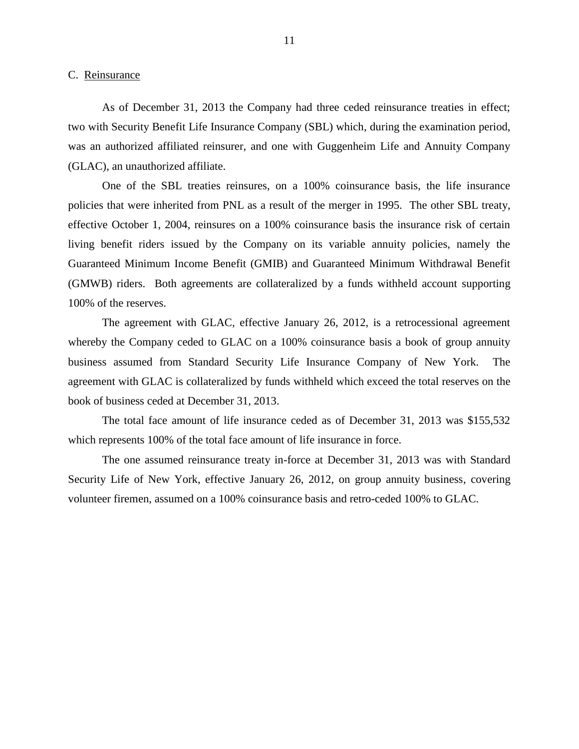## C. Reinsurance

As of December 31, 2013 the Company had three ceded reinsurance treaties in effect; two with Security Benefit Life Insurance Company (SBL) which, during the examination period, was an authorized affiliated reinsurer, and one with Guggenheim Life and Annuity Company (GLAC), an unauthorized affiliate.

One of the SBL treaties reinsures, on a 100% coinsurance basis, the life insurance policies that were inherited from PNL as a result of the merger in 1995. The other SBL treaty, effective October 1, 2004, reinsures on a 100% coinsurance basis the insurance risk of certain living benefit riders issued by the Company on its variable annuity policies, namely the Guaranteed Minimum Income Benefit (GMIB) and Guaranteed Minimum Withdrawal Benefit (GMWB) riders. Both agreements are collateralized by a funds withheld account supporting 100% of the reserves.

The agreement with GLAC, effective January 26, 2012, is a retrocessional agreement whereby the Company ceded to GLAC on a 100% coinsurance basis a book of group annuity business assumed from Standard Security Life Insurance Company of New York. The agreement with GLAC is collateralized by funds withheld which exceed the total reserves on the book of business ceded at December 31, 2013.

The total face amount of life insurance ceded as of December 31, 2013 was $155,532 which represents 100% of the total face amount of life insurance in force.

The one assumed reinsurance treaty in-force at December 31, 2013 was with Standard Security Life of New York, effective January 26, 2012, on group annuity business, covering volunteer firemen, assumed on a 100% coinsurance basis and retro-ceded 100% to GLAC.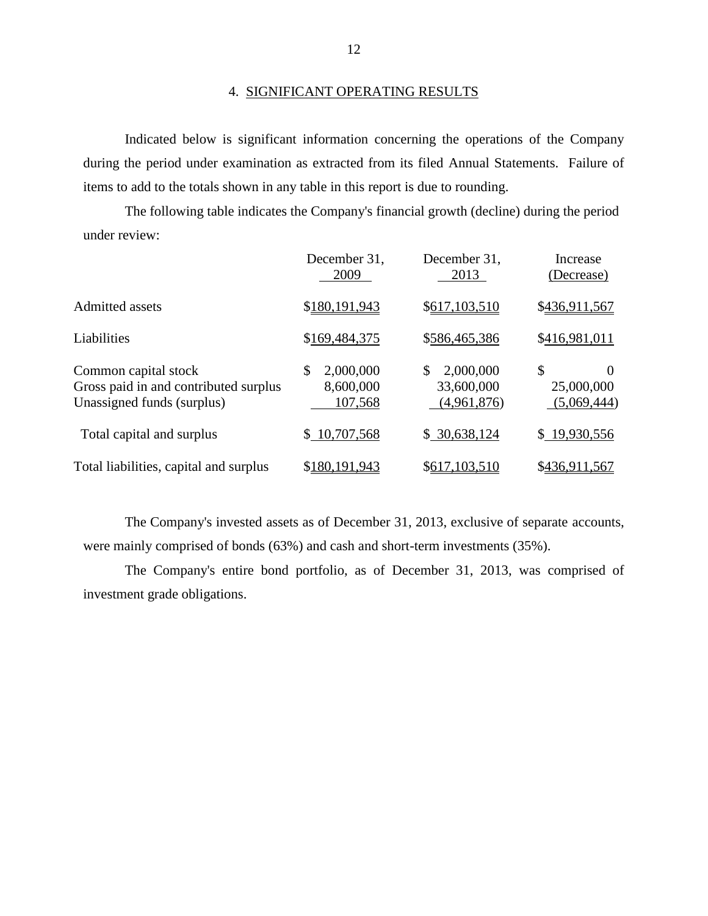## 4. SIGNIFICANT OPERATING RESULTS

Indicated below is significant information concerning the operations of the Company during the period under examination as extracted from its filed Annual Statements. Failure of items to add to the totals shown in any table in this report is due to rounding.

The following table indicates the Company's financial growth (decline) during the period under review:

| | December 31, 2009 | December 31, 2013 | Increase (Decrease) |
|---|---|---|---|
| Admitted assets | $180,191,943 | $617,103,510 | $436,911,567 |
| Liabilities | $169,484,375 | $586,465,386 | $416,981,011 |
| Common capital stock | $ 2,000,000 | $ 2,000,000 | $ 0 |
| Gross paid in and contributed surplus | 8,600,000 | 33,600,000 | 25,000,000 |
| Unassigned funds (surplus) | 107,568 | (4,961,876) | (5,069,444) |
| Total capital and surplus | $ 10,707,568 | $ 30,638,124 | $ 19,930,556 |
| Total liabilities, capital and surplus | $180,191,943 | $617,103,510 | $436,911,567 |

The Company's invested assets as of December 31, 2013, exclusive of separate accounts, were mainly comprised of bonds (63%) and cash and short-term investments (35%).

The Company's entire bond portfolio, as of December 31, 2013, was comprised of investment grade obligations.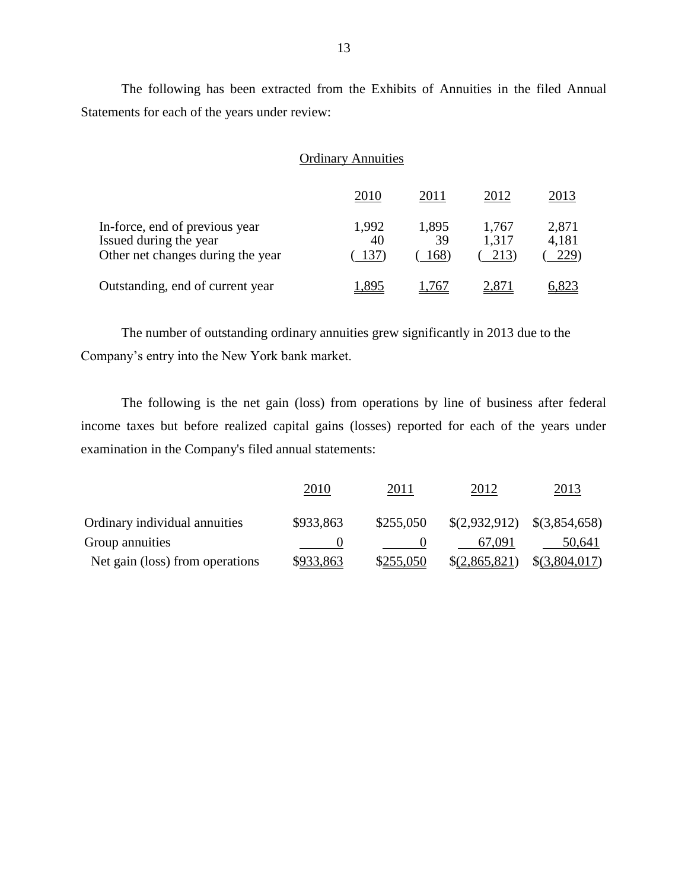The following has been extracted from the Exhibits of Annuities in the filed Annual Statements for each of the years under review:

Ordinary Annuities

| | 2010 | 2011 | 2012 | 2013 |
|---|---|---|---|---|
| In-force, end of previous year | 1,992 | 1,895 | 1,767 | 2,871 |
| Issued during the year | 40 | 39 | 1,317 | 4,181 |
| Other net changes during the year | ( 137) | ( 168) | ( 213) | ( 229) |
| Outstanding, end of current year | 1,895 | 1,767 | 2,871 | 6,823 |

The number of outstanding ordinary annuities grew significantly in 2013 due to the Company's entry into the New York bank market.

The following is the net gain (loss) from operations by line of business after federal income taxes but before realized capital gains (losses) reported for each of the years under examination in the Company's filed annual statements:

| | 2010 | 2011 | 2012 | 2013 |
|---|---|---|---|---|
| Ordinary individual annuities | $933,863 | $255,050 | $(2,932,912) | $(3,854,658) |
| Group annuities | 0 | 0 | 67,091 | 50,641 |
| Net gain (loss) from operations | $933,863 | $255,050 | $(2,865,821) | $(3,804,017) |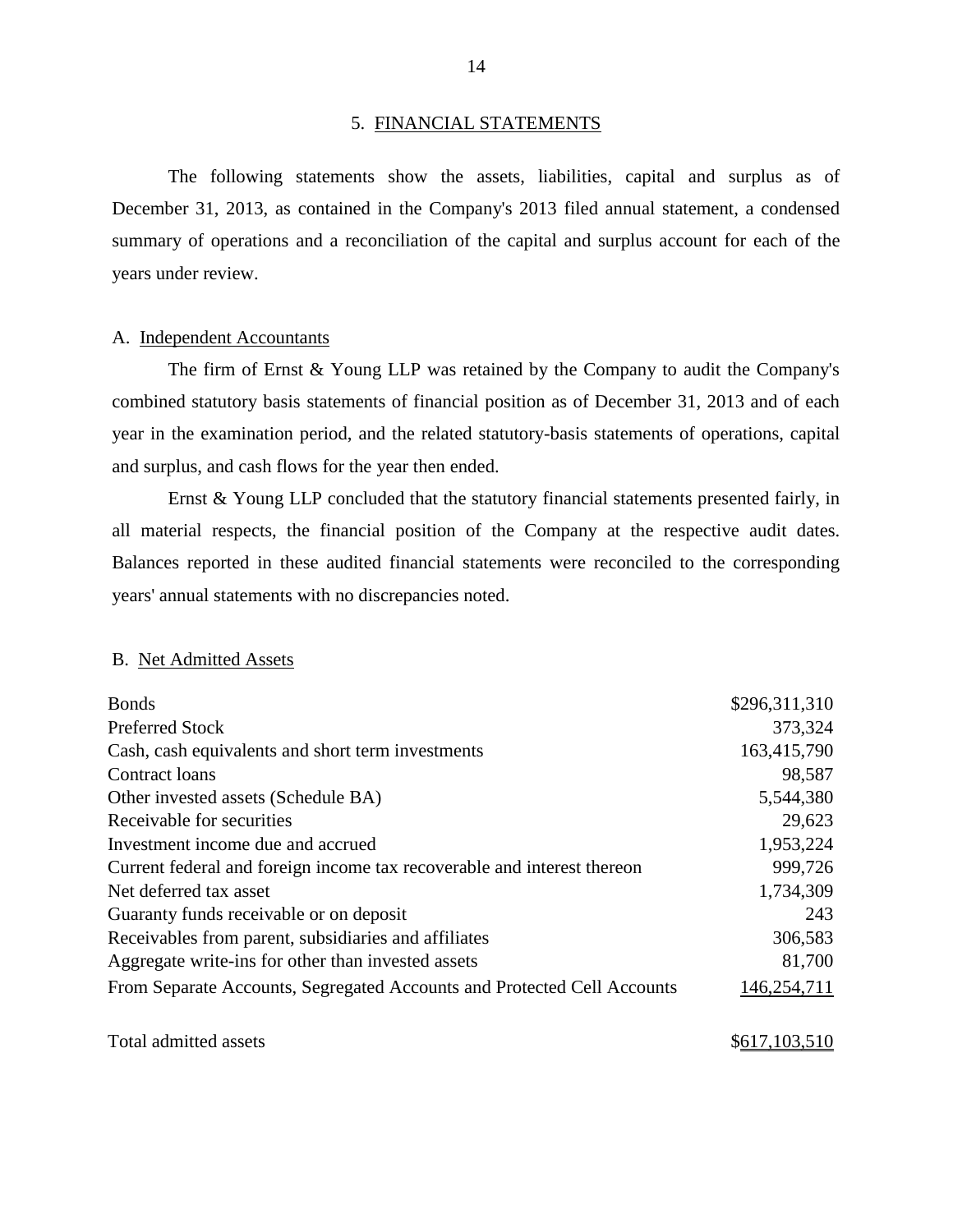## 5. FINANCIAL STATEMENTS

The following statements show the assets, liabilities, capital and surplus as of December 31, 2013, as contained in the Company's 2013 filed annual statement, a condensed summary of operations and a reconciliation of the capital and surplus account for each of the years under review.

### A. Independent Accountants

The firm of Ernst & Young LLP was retained by the Company to audit the Company's combined statutory basis statements of financial position as of December 31, 2013 and of each year in the examination period, and the related statutory-basis statements of operations, capital and surplus, and cash flows for the year then ended.

Ernst & Young LLP concluded that the statutory financial statements presented fairly, in all material respects, the financial position of the Company at the respective audit dates. Balances reported in these audited financial statements were reconciled to the corresponding years' annual statements with no discrepancies noted.

### B. Net Admitted Assets

| | |
|---|---:|
| Bonds | $296,311,310 |
| Preferred Stock | 373,324 |
| Cash, cash equivalents and short term investments | 163,415,790 |
| Contract loans | 98,587 |
| Other invested assets (Schedule BA) | 5,544,380 |
| Receivable for securities | 29,623 |
| Investment income due and accrued | 1,953,224 |
| Current federal and foreign income tax recoverable and interest thereon | 999,726 |
| Net deferred tax asset | 1,734,309 |
| Guaranty funds receivable or on deposit | 243 |
| Receivables from parent, subsidiaries and affiliates | 306,583 |
| Aggregate write-ins for other than invested assets | 81,700 |
| From Separate Accounts, Segregated Accounts and Protected Cell Accounts | 146,254,711 |
| | |
| Total admitted assets | $617,103,510 |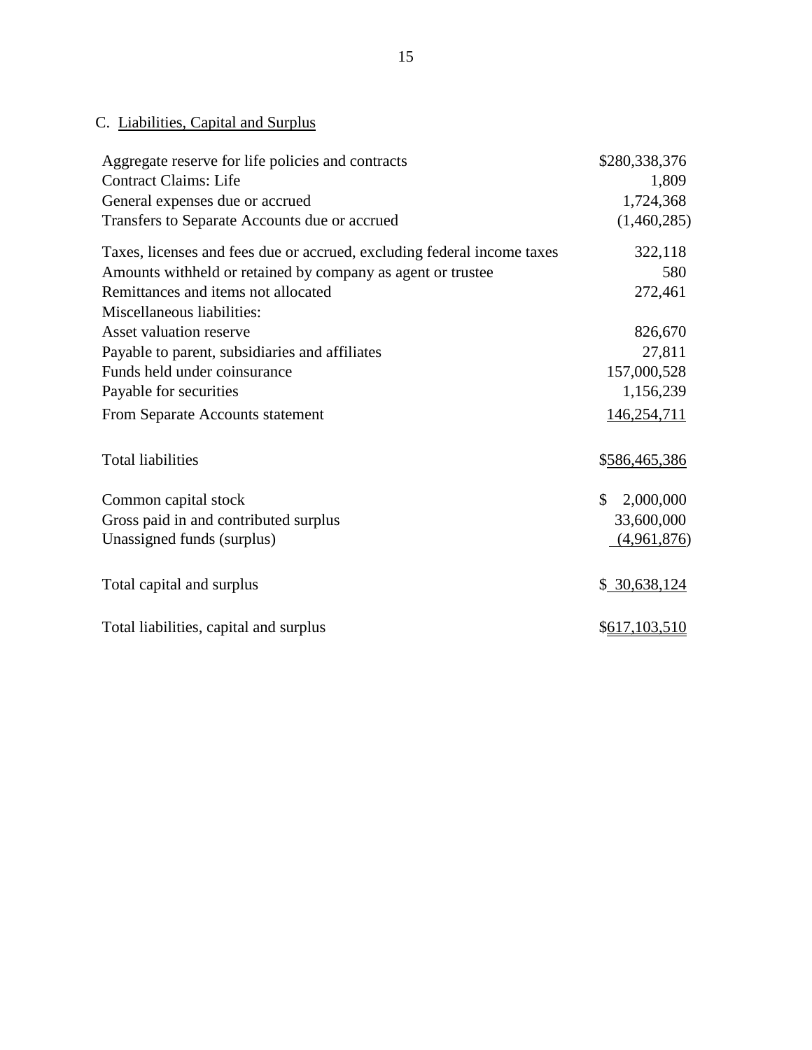## C. Liabilities, Capital and Surplus

| | |
|---|---|
| Aggregate reserve for life policies and contracts | $280,338,376 |
| Contract Claims: Life | 1,809 |
| General expenses due or accrued | 1,724,368 |
| Transfers to Separate Accounts due or accrued | (1,460,285) |
| Taxes, licenses and fees due or accrued, excluding federal income taxes | 322,118 |
| Amounts withheld or retained by company as agent or trustee | 580 |
| Remittances and items not allocated | 272,461 |
| Miscellaneous liabilities: | |
| Asset valuation reserve | 826,670 |
| Payable to parent, subsidiaries and affiliates | 27,811 |
| Funds held under coinsurance | 157,000,528 |
| Payable for securities | 1,156,239 |
| From Separate Accounts statement | 146,254,711 |
| Total liabilities | $586,465,386 |
| Common capital stock | $ 2,000,000 |
| Gross paid in and contributed surplus | 33,600,000 |
| Unassigned funds (surplus) | (4,961,876) |
| Total capital and surplus | $ 30,638,124 |
| Total liabilities, capital and surplus | $617,103,510 |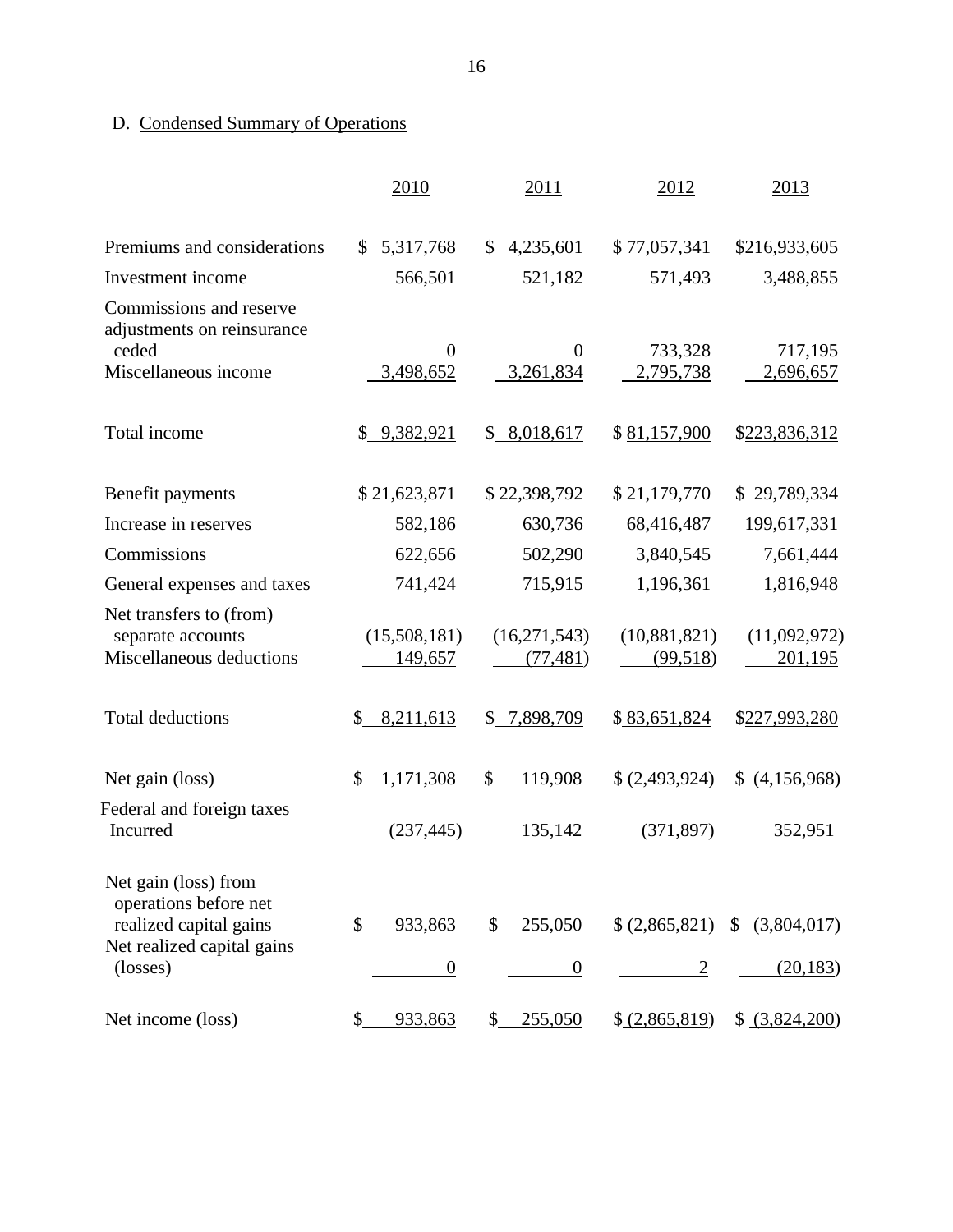D. Condensed Summary of Operations

| | 2010 | 2011 | 2012 | 2013 |
|---|---|---|---|---|
| Premiums and considerations | $ 5,317,768 | $ 4,235,601 | $ 77,057,341 | $216,933,605 |
| Investment income | 566,501 | 521,182 | 571,493 | 3,488,855 |
| Commissions and reserve adjustments on reinsurance ceded | 0 | 0 | 733,328 | 717,195 |
| Miscellaneous income | 3,498,652 | 3,261,834 | 2,795,738 | 2,696,657 |
| Total income | $ 9,382,921 | $ 8,018,617 | $ 81,157,900 | $223,836,312 |
| Benefit payments | $ 21,623,871 | $ 22,398,792 | $ 21,179,770 | $ 29,789,334 |
| Increase in reserves | 582,186 | 630,736 | 68,416,487 | 199,617,331 |
| Commissions | 622,656 | 502,290 | 3,840,545 | 7,661,444 |
| General expenses and taxes | 741,424 | 715,915 | 1,196,361 | 1,816,948 |
| Net transfers to (from) separate accounts | (15,508,181) | (16,271,543) | (10,881,821) | (11,092,972) |
| Miscellaneous deductions | 149,657 | (77,481) | (99,518) | 201,195 |
| Total deductions | $ 8,211,613 | $ 7,898,709 | $ 83,651,824 | $227,993,280 |
| Net gain (loss) | $ 1,171,308 | $ 119,908 | $ (2,493,924) | $ (4,156,968) |
| Federal and foreign taxes Incurred | (237,445) | 135,142 | (371,897) | 352,951 |
| Net gain (loss) from operations before net realized capital gains | $ 933,863 | $ 255,050 | $ (2,865,821) | $ (3,804,017) |
| Net realized capital gains (losses) | 0 | 0 | 2 | (20,183) |
| Net income (loss) | $ 933,863 | $ 255,050 | $ (2,865,819) | $ (3,824,200) |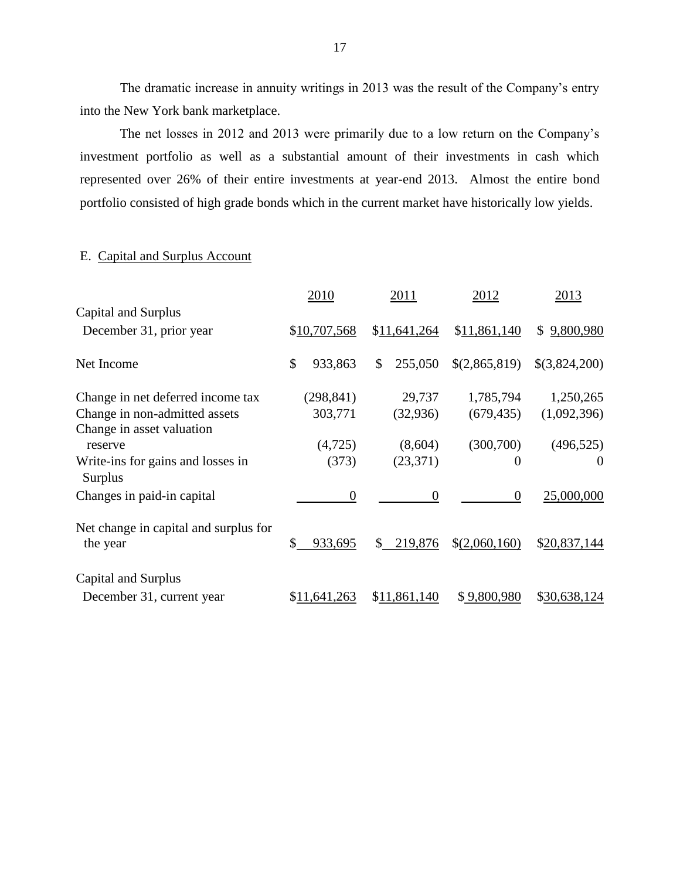The dramatic increase in annuity writings in 2013 was the result of the Company's entry into the New York bank marketplace.

The net losses in 2012 and 2013 were primarily due to a low return on the Company's investment portfolio as well as a substantial amount of their investments in cash which represented over 26% of their entire investments at year-end 2013. Almost the entire bond portfolio consisted of high grade bonds which in the current market have historically low yields.

E. Capital and Surplus Account

| | 2010 | 2011 | 2012 | 2013 |
|---|---|---|---|---|
| Capital and Surplus December 31, prior year | $10,707,568 | $11,641,264 | $11,861,140 | $ 9,800,980 |
| Net Income | $ 933,863 | $ 255,050 | $(2,865,819) | $(3,824,200) |
| Change in net deferred income tax | (298,841) | 29,737 | 1,785,794 | 1,250,265 |
| Change in non-admitted assets | 303,771 | (32,936) | (679,435) | (1,092,396) |
| Change in asset valuation reserve | (4,725) | (8,604) | (300,700) | (496,525) |
| Write-ins for gains and losses in Surplus | (373) | (23,371) | 0 | 0 |
| Changes in paid-in capital | 0 | 0 | 0 | 25,000,000 |
| Net change in capital and surplus for the year | $ 933,695 | $ 219,876 | $(2,060,160) | $20,837,144 |
| Capital and Surplus December 31, current year | $11,641,263 | $11,861,140 | $ 9,800,980 | $30,638,124 |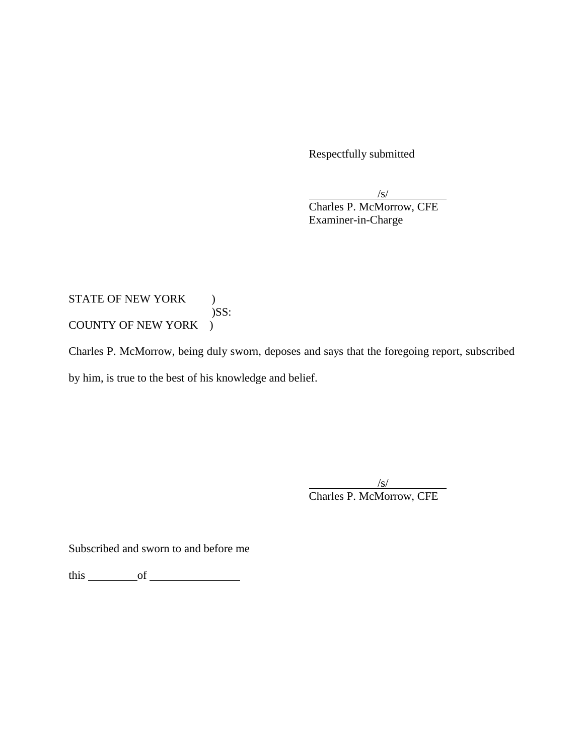Respectfully submitted

/s/
Charles P. McMorrow, CFE
Examiner-in-Charge

STATE OF NEW YORK )
)SS:
COUNTY OF NEW YORK )

Charles P. McMorrow, being duly sworn, deposes and says that the foregoing report, subscribed by him, is true to the best of his knowledge and belief.

/s/
Charles P. McMorrow, CFE

Subscribed and sworn to and before me

this ________ of ________________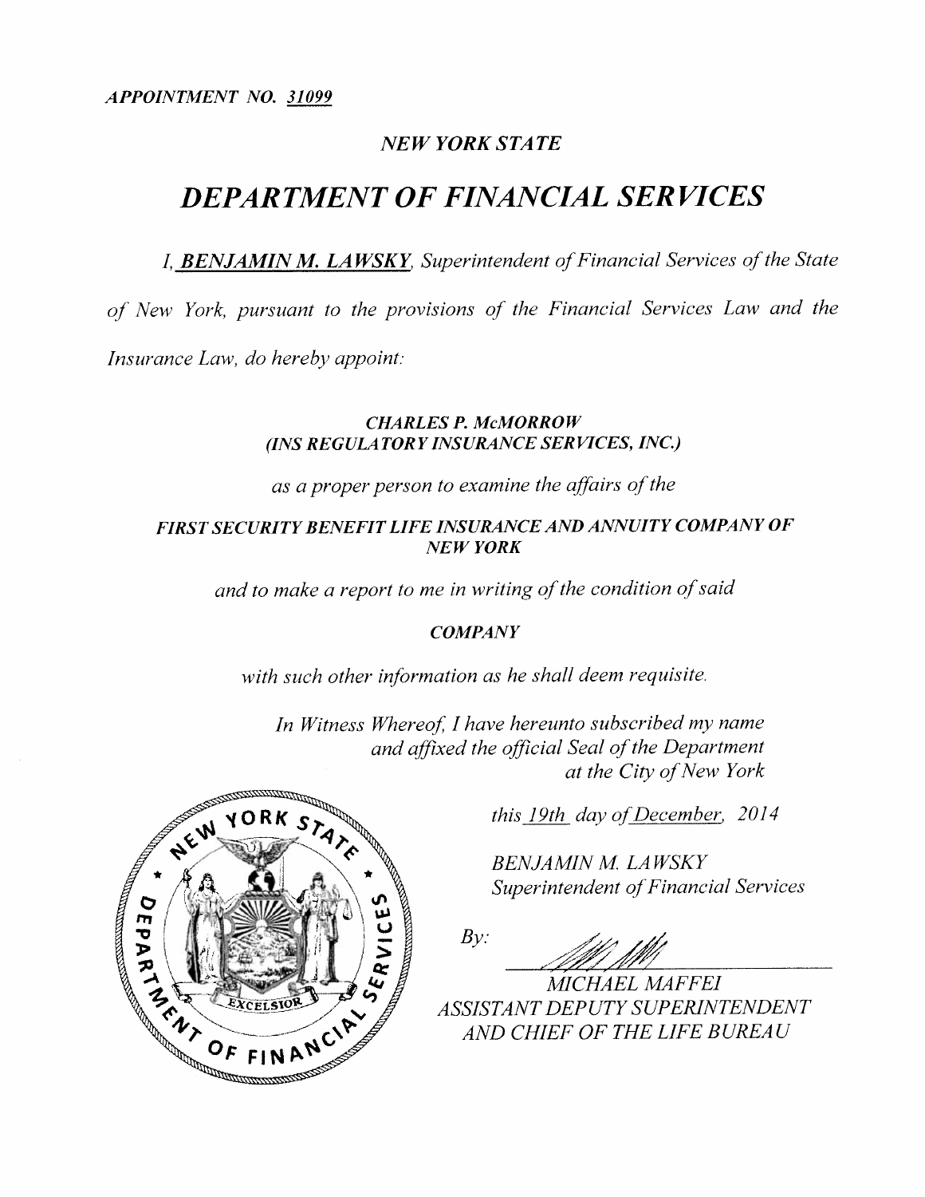*APPOINTMENT NO. 31099*

*NEW YORK STATE*

# *DEPARTMENT OF FINANCIAL SERVICES*

*I, **BENJAMIN M. LAWSKY**, Superintendent of Financial Services of the State of New York, pursuant to the provisions of the Financial Services Law and the Insurance Law, do hereby appoint:*

***CHARLES P. McMORROW***
***(INS REGULATORY INSURANCE SERVICES, INC.)***

*as a proper person to examine the affairs of the*

***FIRST SECURITY BENEFIT LIFE INSURANCE AND ANNUITY COMPANY OF NEW YORK***

*and to make a report to me in writing of the condition of said*

***COMPANY***

*with such other information as he shall deem requisite.*

*In Witness Whereof, I have hereunto subscribed my name and affixed the official Seal of the Department at the City of New York*

*this 19th day of December, 2014*

*BENJAMIN M. LAWSKY*
*Superintendent of Financial Services*

*By:*

*MICHAEL MAFFEI*
*ASSISTANT DEPUTY SUPERINTENDENT AND CHIEF OF THE LIFE BUREAU*